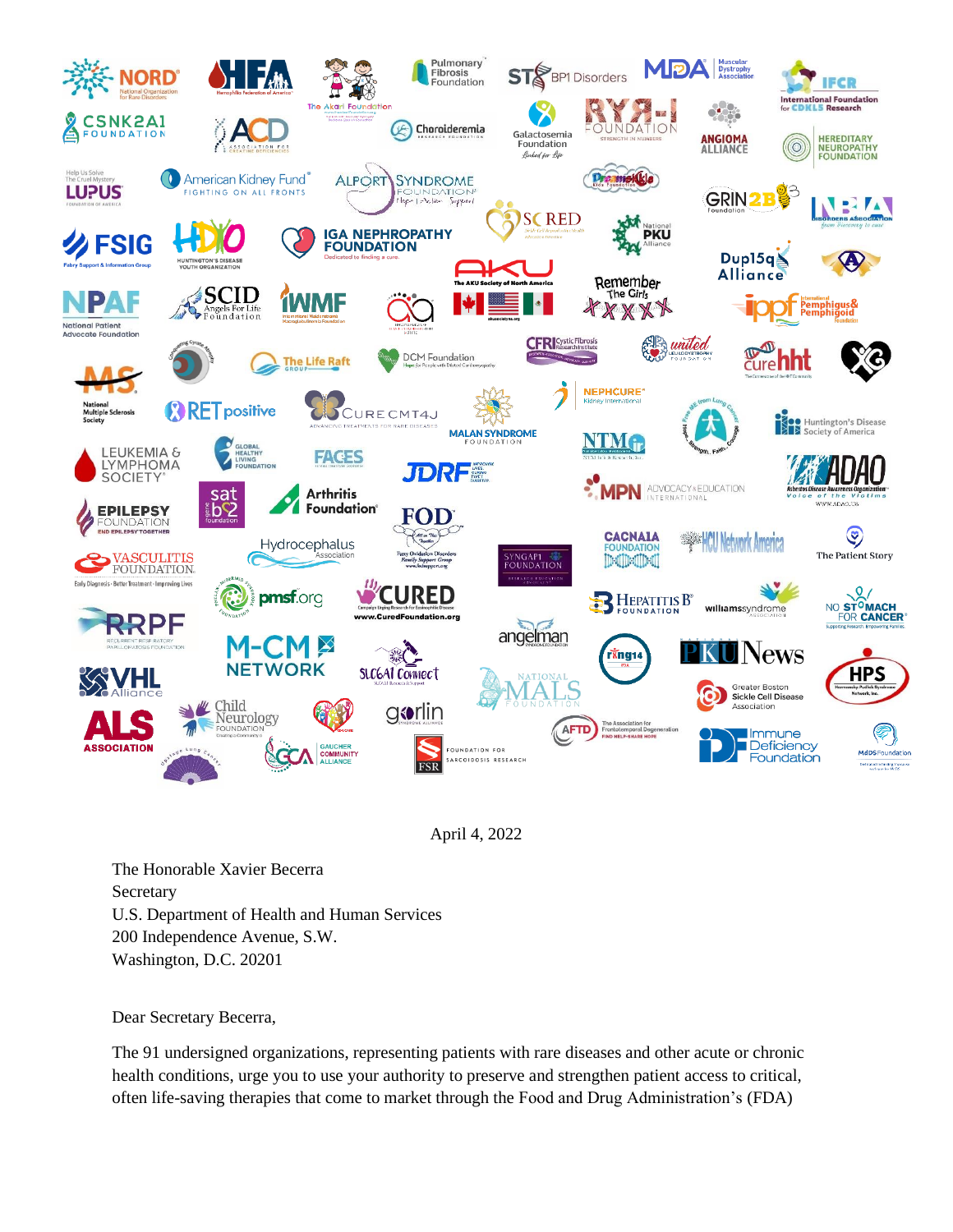April 4, 2022

The Honorable Xavier Becerra
Secretary
U.S. Department of Health and Human Services
200 Independence Avenue, S.W.
Washington, D.C. 20201

Dear Secretary Becerra,

The 91 undersigned organizations, representing patients with rare diseases and other acute or chronic health conditions, urge you to use your authority to preserve and strengthen patient access to critical, often life-saving therapies that come to market through the Food and Drug Administration's (FDA)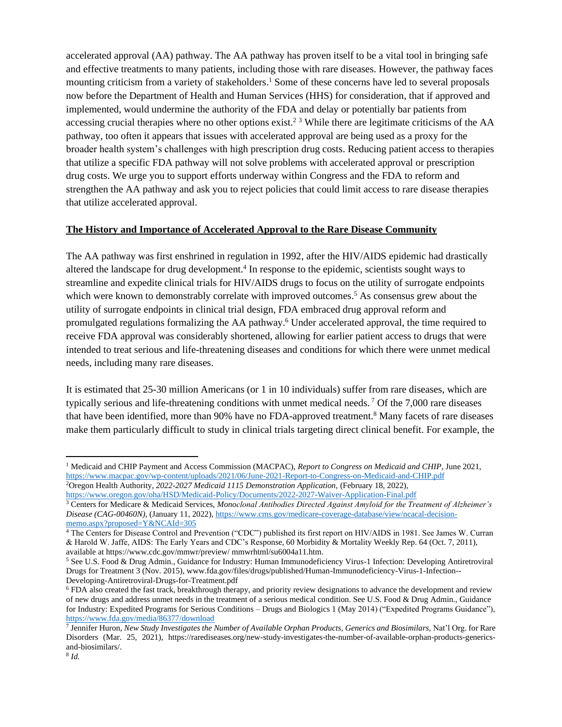accelerated approval (AA) pathway. The AA pathway has proven itself to be a vital tool in bringing safe and effective treatments to many patients, including those with rare diseases. However, the pathway faces mounting criticism from a variety of stakeholders.[1] Some of these concerns have led to several proposals now before the Department of Health and Human Services (HHS) for consideration, that if approved and implemented, would undermine the authority of the FDA and delay or potentially bar patients from accessing crucial therapies where no other options exist.[2] [3] While there are legitimate criticisms of the AA pathway, too often it appears that issues with accelerated approval are being used as a proxy for the broader health system's challenges with high prescription drug costs. Reducing patient access to therapies that utilize a specific FDA pathway will not solve problems with accelerated approval or prescription drug costs. We urge you to support efforts underway within Congress and the FDA to reform and strengthen the AA pathway and ask you to reject policies that could limit access to rare disease therapies that utilize accelerated approval.

**<u>The History and Importance of Accelerated Approval to the Rare Disease Community</u>**

The AA pathway was first enshrined in regulation in 1992, after the HIV/AIDS epidemic had drastically altered the landscape for drug development.[4] In response to the epidemic, scientists sought ways to streamline and expedite clinical trials for HIV/AIDS drugs to focus on the utility of surrogate endpoints which were known to demonstrably correlate with improved outcomes.[5] As consensus grew about the utility of surrogate endpoints in clinical trial design, FDA embraced drug approval reform and promulgated regulations formalizing the AA pathway.[6] Under accelerated approval, the time required to receive FDA approval was considerably shortened, allowing for earlier patient access to drugs that were intended to treat serious and life-threatening diseases and conditions for which there were unmet medical needs, including many rare diseases.

It is estimated that 25-30 million Americans (or 1 in 10 individuals) suffer from rare diseases, which are typically serious and life-threatening conditions with unmet medical needs.[7] Of the 7,000 rare diseases that have been identified, more than 90% have no FDA-approved treatment.[8] Many facets of rare diseases make them particularly difficult to study in clinical trials targeting direct clinical benefit. For example, the

---

[1] Medicaid and CHIP Payment and Access Commission (MACPAC), *Report to Congress on Medicaid and CHIP*, June 2021, https://www.macpac.gov/wp-content/uploads/2021/06/June-2021-Report-to-Congress-on-Medicaid-and-CHIP.pdf

[2] Oregon Health Authority, *2022-2027 Medicaid 1115 Demonstration Application*, (February 18, 2022), https://www.oregon.gov/oha/HSD/Medicaid-Policy/Documents/2022-2027-Waiver-Application-Final.pdf

[3] Centers for Medicare & Medicaid Services, *Monoclonal Antibodies Directed Against Amyloid for the Treatment of Alzheimer's Disease (CAG-00460N)*, (January 11, 2022), https://www.cms.gov/medicare-coverage-database/view/ncacal-decision-memo.aspx?proposed=Y&NCAId=305

[4] The Centers for Disease Control and Prevention ("CDC") published its first report on HIV/AIDS in 1981. See James W. Curran & Harold W. Jaffe, AIDS: The Early Years and CDC's Response, 60 Morbidity & Mortality Weekly Rep. 64 (Oct. 7, 2011), available at https://www.cdc.gov/mmwr/preview/ mmwrhtml/su6004a11.htm.

[5] See U.S. Food & Drug Admin., Guidance for Industry: Human Immunodeficiency Virus-1 Infection: Developing Antiretroviral Drugs for Treatment 3 (Nov. 2015), www.fda.gov/files/drugs/published/Human-Immunodeficiency-Virus-1-Infection--Developing-Antiretroviral-Drugs-for-Treatment.pdf

[6] FDA also created the fast track, breakthrough therapy, and priority review designations to advance the development and review of new drugs and address unmet needs in the treatment of a serious medical condition. See U.S. Food & Drug Admin., Guidance for Industry: Expedited Programs for Serious Conditions – Drugs and Biologics 1 (May 2014) ("Expedited Programs Guidance"), https://www.fda.gov/media/86377/download

[7] Jennifer Huron, *New Study Investigates the Number of Available Orphan Products, Generics and Biosimilars*, Nat'l Org. for Rare Disorders (Mar. 25, 2021), https://rarediseases.org/new-study-investigates-the-number-of-available-orphan-products-generics-and-biosimilars/.

[8] *Id.*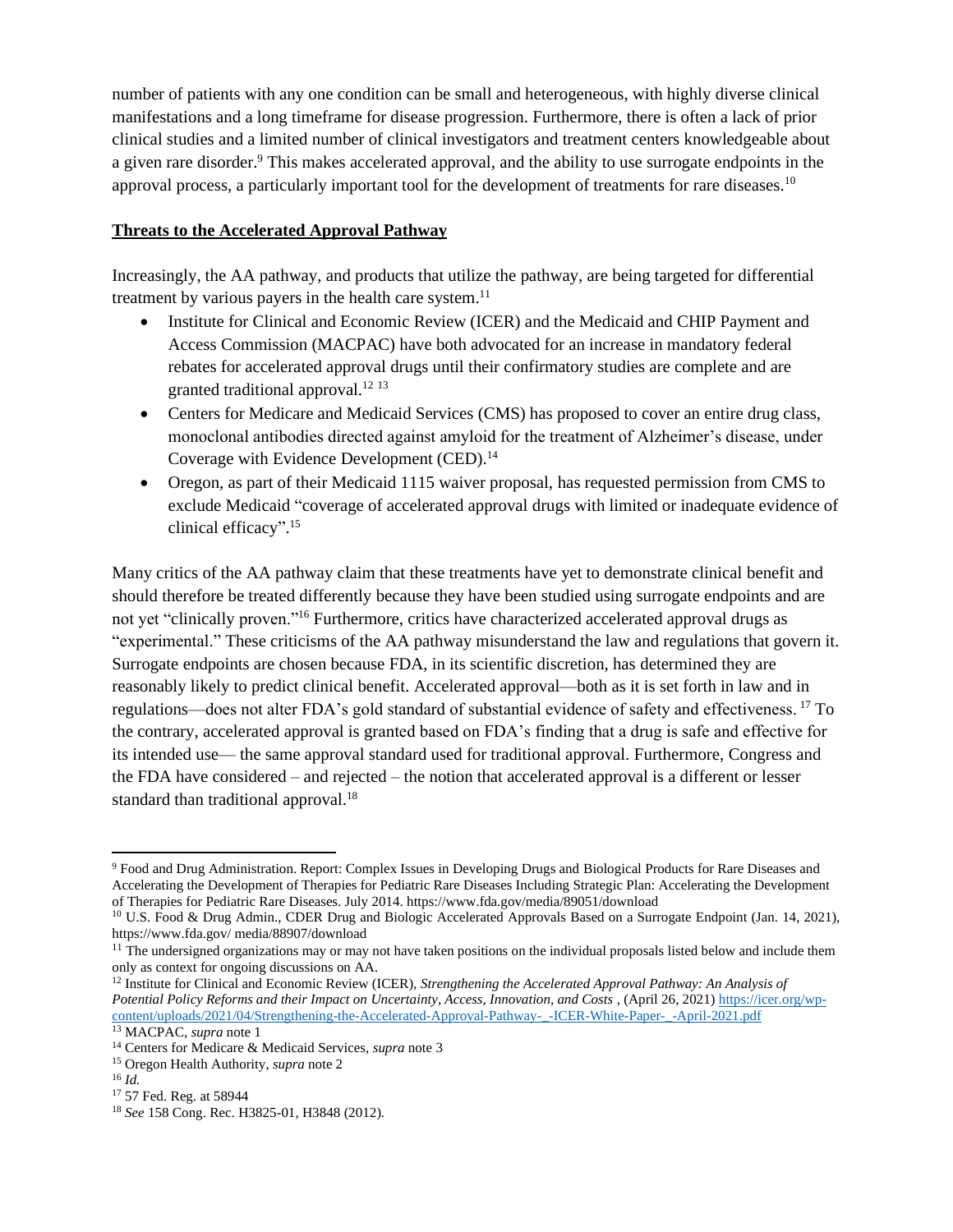number of patients with any one condition can be small and heterogeneous, with highly diverse clinical manifestations and a long timeframe for disease progression. Furthermore, there is often a lack of prior clinical studies and a limited number of clinical investigators and treatment centers knowledgeable about a given rare disorder.[9] This makes accelerated approval, and the ability to use surrogate endpoints in the approval process, a particularly important tool for the development of treatments for rare diseases.[10]

**Threats to the Accelerated Approval Pathway**

Increasingly, the AA pathway, and products that utilize the pathway, are being targeted for differential treatment by various payers in the health care system.[11]

- Institute for Clinical and Economic Review (ICER) and the Medicaid and CHIP Payment and Access Commission (MACPAC) have both advocated for an increase in mandatory federal rebates for accelerated approval drugs until their confirmatory studies are complete and are granted traditional approval.[12] [13]
- Centers for Medicare and Medicaid Services (CMS) has proposed to cover an entire drug class, monoclonal antibodies directed against amyloid for the treatment of Alzheimer's disease, under Coverage with Evidence Development (CED).[14]
- Oregon, as part of their Medicaid 1115 waiver proposal, has requested permission from CMS to exclude Medicaid "coverage of accelerated approval drugs with limited or inadequate evidence of clinical efficacy".[15]

Many critics of the AA pathway claim that these treatments have yet to demonstrate clinical benefit and should therefore be treated differently because they have been studied using surrogate endpoints and are not yet "clinically proven."[16] Furthermore, critics have characterized accelerated approval drugs as "experimental." These criticisms of the AA pathway misunderstand the law and regulations that govern it. Surrogate endpoints are chosen because FDA, in its scientific discretion, has determined they are reasonably likely to predict clinical benefit. Accelerated approval—both as it is set forth in law and in regulations—does not alter FDA's gold standard of substantial evidence of safety and effectiveness. [17] To the contrary, accelerated approval is granted based on FDA's finding that a drug is safe and effective for its intended use— the same approval standard used for traditional approval. Furthermore, Congress and the FDA have considered – and rejected – the notion that accelerated approval is a different or lesser standard than traditional approval.[18]

---

[9] Food and Drug Administration. Report: Complex Issues in Developing Drugs and Biological Products for Rare Diseases and Accelerating the Development of Therapies for Pediatric Rare Diseases Including Strategic Plan: Accelerating the Development of Therapies for Pediatric Rare Diseases. July 2014. https://www.fda.gov/media/89051/download

[10] U.S. Food & Drug Admin., CDER Drug and Biologic Accelerated Approvals Based on a Surrogate Endpoint (Jan. 14, 2021), https://www.fda.gov/ media/88907/download

[11] The undersigned organizations may or may not have taken positions on the individual proposals listed below and include them only as context for ongoing discussions on AA.

[12] Institute for Clinical and Economic Review (ICER), *Strengthening the Accelerated Approval Pathway: An Analysis of Potential Policy Reforms and their Impact on Uncertainty, Access, Innovation, and Costs* , (April 26, 2021) https://icer.org/wp-content/uploads/2021/04/Strengthening-the-Accelerated-Approval-Pathway-_-ICER-White-Paper-_-April-2021.pdf

[13] MACPAC, *supra* note 1

[14] Centers for Medicare & Medicaid Services, *supra* note 3

[15] Oregon Health Authority, *supra* note 2

[16] *Id.*

[17] 57 Fed. Reg. at 58944

[18] *See* 158 Cong. Rec. H3825-01, H3848 (2012).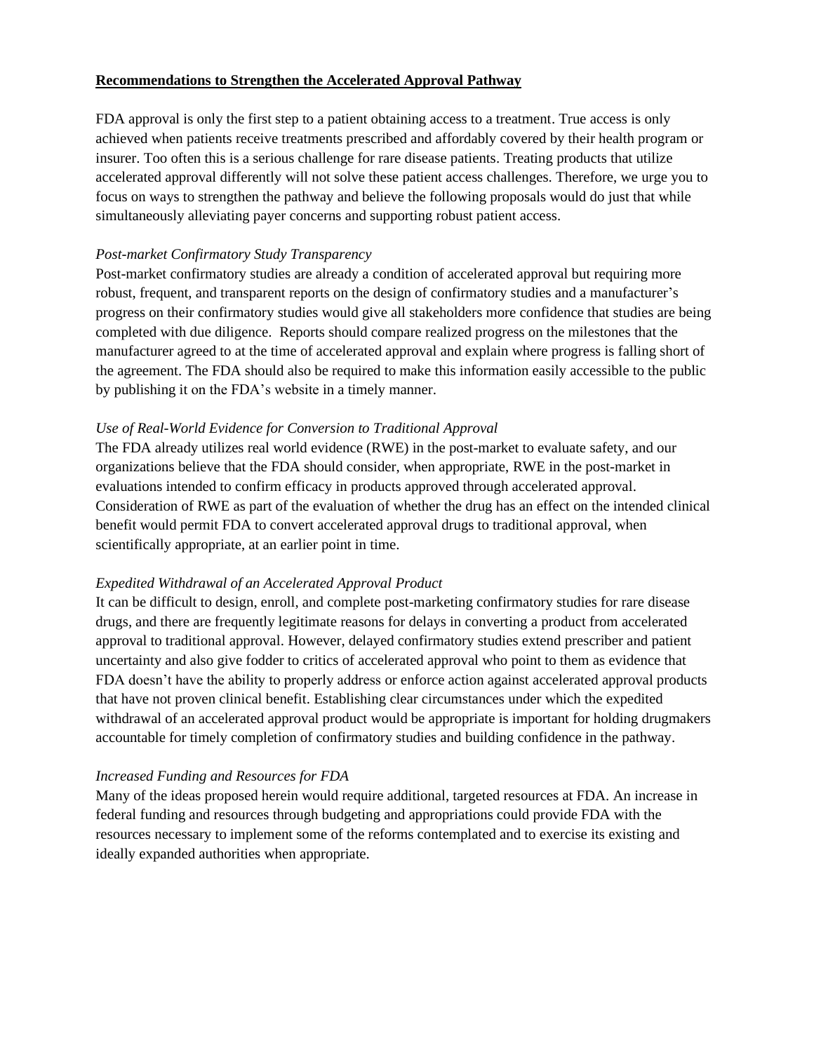## **Recommendations to Strengthen the Accelerated Approval Pathway**

FDA approval is only the first step to a patient obtaining access to a treatment. True access is only achieved when patients receive treatments prescribed and affordably covered by their health program or insurer. Too often this is a serious challenge for rare disease patients. Treating products that utilize accelerated approval differently will not solve these patient access challenges. Therefore, we urge you to focus on ways to strengthen the pathway and believe the following proposals would do just that while simultaneously alleviating payer concerns and supporting robust patient access.

*Post-market Confirmatory Study Transparency*

Post-market confirmatory studies are already a condition of accelerated approval but requiring more robust, frequent, and transparent reports on the design of confirmatory studies and a manufacturer's progress on their confirmatory studies would give all stakeholders more confidence that studies are being completed with due diligence. Reports should compare realized progress on the milestones that the manufacturer agreed to at the time of accelerated approval and explain where progress is falling short of the agreement. The FDA should also be required to make this information easily accessible to the public by publishing it on the FDA's website in a timely manner.

*Use of Real-World Evidence for Conversion to Traditional Approval*

The FDA already utilizes real world evidence (RWE) in the post-market to evaluate safety, and our organizations believe that the FDA should consider, when appropriate, RWE in the post-market in evaluations intended to confirm efficacy in products approved through accelerated approval. Consideration of RWE as part of the evaluation of whether the drug has an effect on the intended clinical benefit would permit FDA to convert accelerated approval drugs to traditional approval, when scientifically appropriate, at an earlier point in time.

*Expedited Withdrawal of an Accelerated Approval Product*

It can be difficult to design, enroll, and complete post-marketing confirmatory studies for rare disease drugs, and there are frequently legitimate reasons for delays in converting a product from accelerated approval to traditional approval. However, delayed confirmatory studies extend prescriber and patient uncertainty and also give fodder to critics of accelerated approval who point to them as evidence that FDA doesn't have the ability to properly address or enforce action against accelerated approval products that have not proven clinical benefit. Establishing clear circumstances under which the expedited withdrawal of an accelerated approval product would be appropriate is important for holding drugmakers accountable for timely completion of confirmatory studies and building confidence in the pathway.

*Increased Funding and Resources for FDA*

Many of the ideas proposed herein would require additional, targeted resources at FDA. An increase in federal funding and resources through budgeting and appropriations could provide FDA with the resources necessary to implement some of the reforms contemplated and to exercise its existing and ideally expanded authorities when appropriate.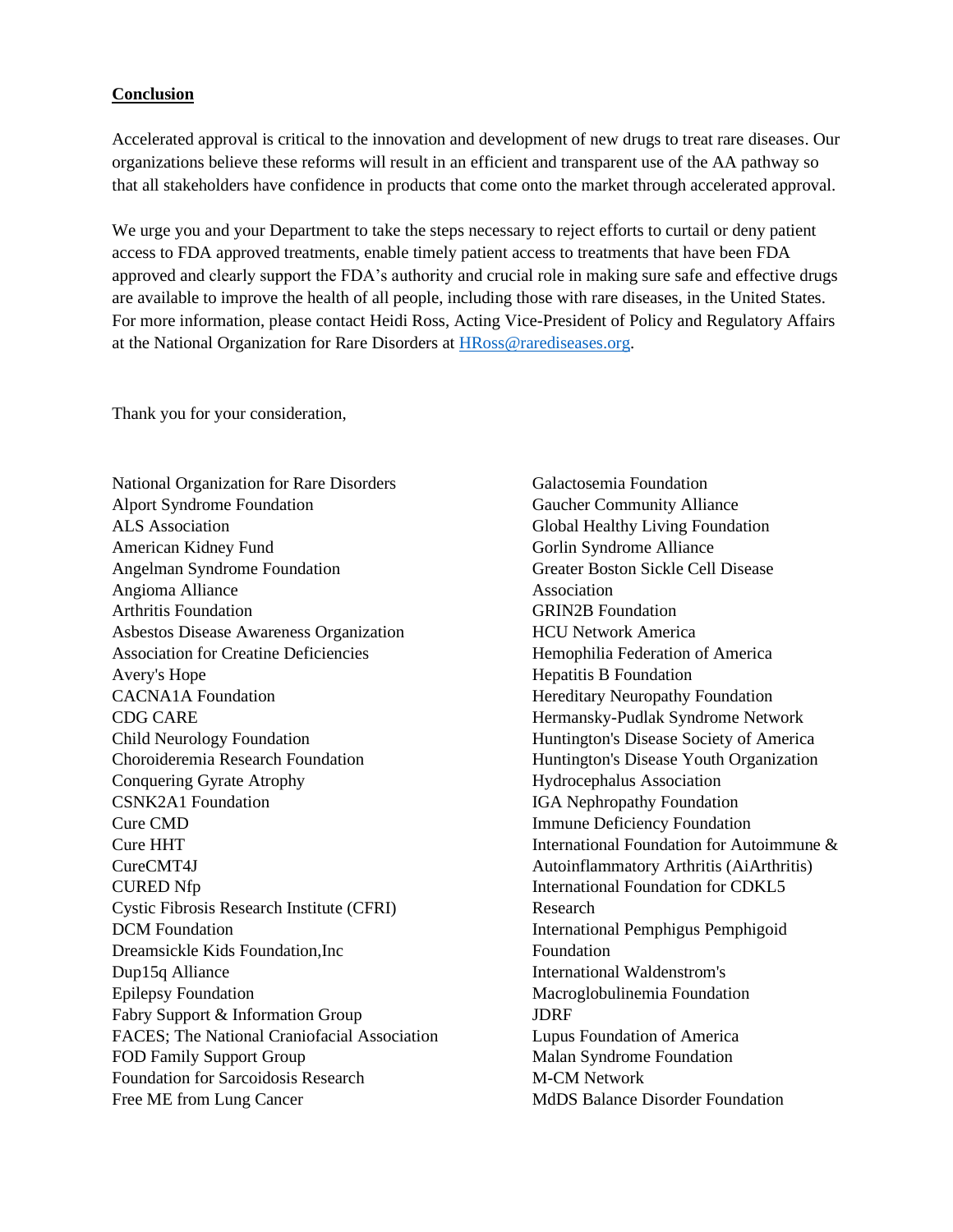**Conclusion**

Accelerated approval is critical to the innovation and development of new drugs to treat rare diseases. Our organizations believe these reforms will result in an efficient and transparent use of the AA pathway so that all stakeholders have confidence in products that come onto the market through accelerated approval.

We urge you and your Department to take the steps necessary to reject efforts to curtail or deny patient access to FDA approved treatments, enable timely patient access to treatments that have been FDA approved and clearly support the FDA's authority and crucial role in making sure safe and effective drugs are available to improve the health of all people, including those with rare diseases, in the United States. For more information, please contact Heidi Ross, Acting Vice-President of Policy and Regulatory Affairs at the National Organization for Rare Disorders at HRoss@rarediseases.org.

Thank you for your consideration,

National Organization for Rare Disorders
Alport Syndrome Foundation
ALS Association
American Kidney Fund
Angelman Syndrome Foundation
Angioma Alliance
Arthritis Foundation
Asbestos Disease Awareness Organization
Association for Creatine Deficiencies
Avery's Hope
CACNA1A Foundation
CDG CARE
Child Neurology Foundation
Choroideremia Research Foundation
Conquering Gyrate Atrophy
CSNK2A1 Foundation
Cure CMD
Cure HHT
CureCMT4J
CURED Nfp
Cystic Fibrosis Research Institute (CFRI)
DCM Foundation
Dreamsickle Kids Foundation,Inc
Dup15q Alliance
Epilepsy Foundation
Fabry Support & Information Group
FACES; The National Craniofacial Association
FOD Family Support Group
Foundation for Sarcoidosis Research
Free ME from Lung Cancer
Galactosemia Foundation
Gaucher Community Alliance
Global Healthy Living Foundation
Gorlin Syndrome Alliance
Greater Boston Sickle Cell Disease Association
GRIN2B Foundation
HCU Network America
Hemophilia Federation of America
Hepatitis B Foundation
Hereditary Neuropathy Foundation
Hermansky-Pudlak Syndrome Network
Huntington's Disease Society of America
Huntington's Disease Youth Organization
Hydrocephalus Association
IGA Nephropathy Foundation
Immune Deficiency Foundation
International Foundation for Autoimmune & Autoinflammatory Arthritis (AiArthritis)
International Foundation for CDKL5 Research
International Pemphigus Pemphigoid Foundation
International Waldenstrom's Macroglobulinemia Foundation
JDRF
Lupus Foundation of America
Malan Syndrome Foundation
M-CM Network
MdDS Balance Disorder Foundation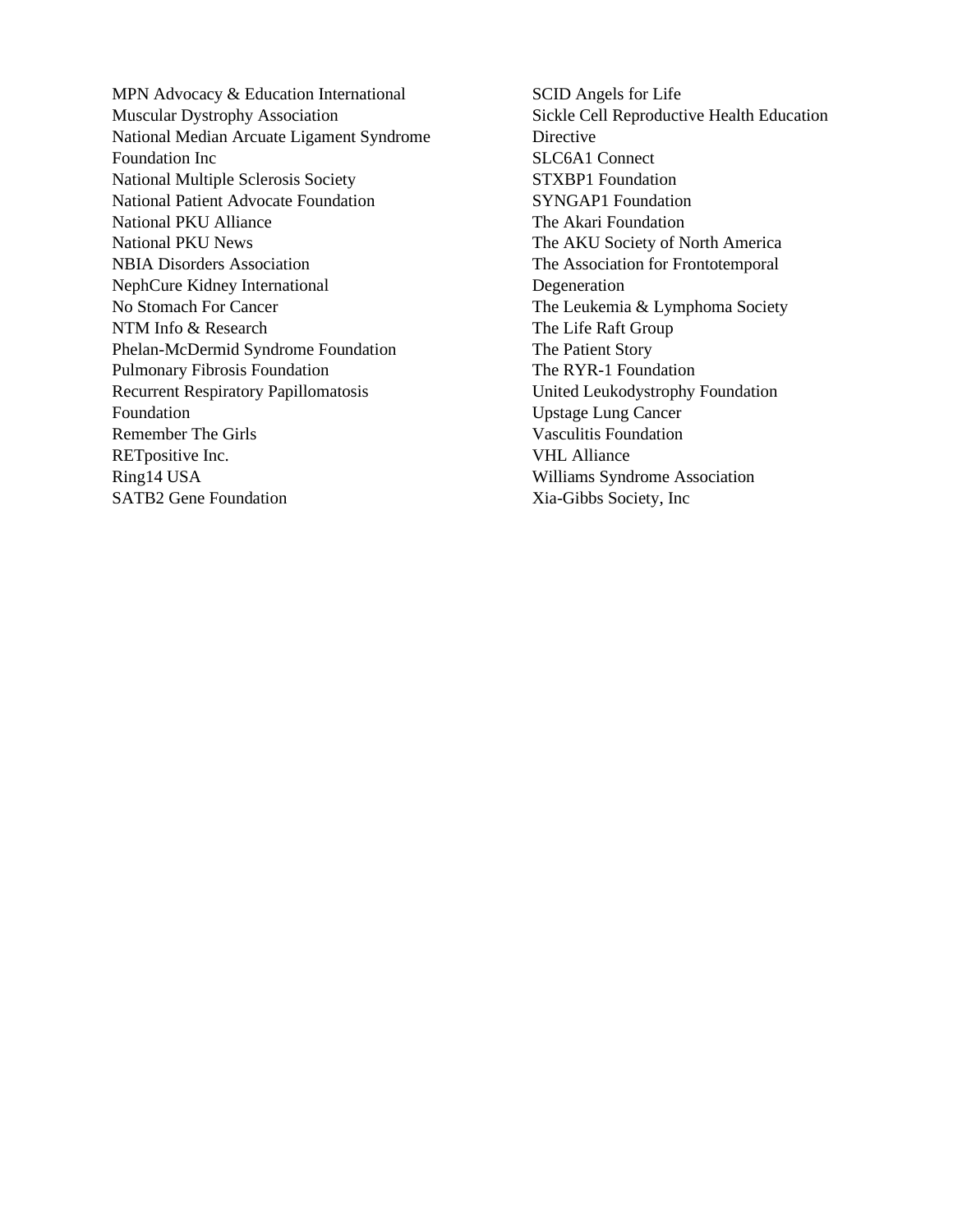MPN Advocacy & Education International
Muscular Dystrophy Association
National Median Arcuate Ligament Syndrome Foundation Inc
National Multiple Sclerosis Society
National Patient Advocate Foundation
National PKU Alliance
National PKU News
NBIA Disorders Association
NephCure Kidney International
No Stomach For Cancer
NTM Info & Research
Phelan-McDermid Syndrome Foundation
Pulmonary Fibrosis Foundation
Recurrent Respiratory Papillomatosis Foundation
Remember The Girls
RETpositive Inc.
Ring14 USA
SATB2 Gene Foundation
SCID Angels for Life
Sickle Cell Reproductive Health Education Directive
SLC6A1 Connect
STXBP1 Foundation
SYNGAP1 Foundation
The Akari Foundation
The AKU Society of North America
The Association for Frontotemporal Degeneration
The Leukemia & Lymphoma Society
The Life Raft Group
The Patient Story
The RYR-1 Foundation
United Leukodystrophy Foundation
Upstage Lung Cancer
Vasculitis Foundation
VHL Alliance
Williams Syndrome Association
Xia-Gibbs Society, Inc